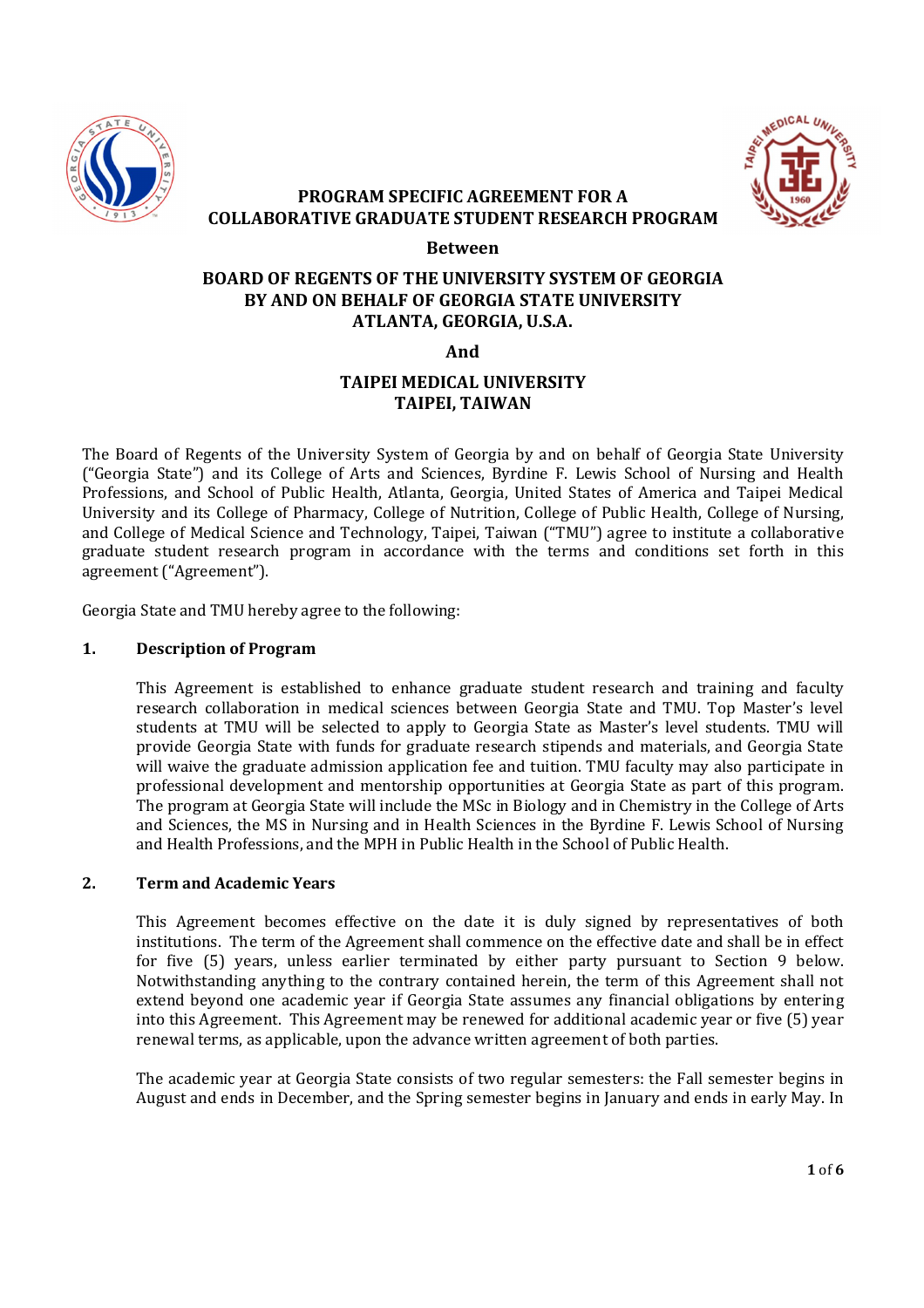# PROGRAM SPECIFIC AGREEMENT FOR A COLLABORATIVE GRADUATE STUDENT RESEARCH PROGRAM

**Between**

**BOARD OF REGENTS OF THE UNIVERSITY SYSTEM OF GEORGIA BY AND ON BEHALF OF GEORGIA STATE UNIVERSITY ATLANTA, GEORGIA, U.S.A.**

**And**

**TAIPEI MEDICAL UNIVERSITY TAIPEI, TAIWAN**

The Board of Regents of the University System of Georgia by and on behalf of Georgia State University ("Georgia State") and its College of Arts and Sciences, Byrdine F. Lewis School of Nursing and Health Professions, and School of Public Health, Atlanta, Georgia, United States of America and Taipei Medical University and its College of Pharmacy, College of Nutrition, College of Public Health, College of Nursing, and College of Medical Science and Technology, Taipei, Taiwan ("TMU") agree to institute a collaborative graduate student research program in accordance with the terms and conditions set forth in this agreement ("Agreement").

Georgia State and TMU hereby agree to the following:

## 1. Description of Program

This Agreement is established to enhance graduate student research and training and faculty research collaboration in medical sciences between Georgia State and TMU. Top Master's level students at TMU will be selected to apply to Georgia State as Master's level students. TMU will provide Georgia State with funds for graduate research stipends and materials, and Georgia State will waive the graduate admission application fee and tuition. TMU faculty may also participate in professional development and mentorship opportunities at Georgia State as part of this program. The program at Georgia State will include the MSc in Biology and in Chemistry in the College of Arts and Sciences, the MS in Nursing and in Health Sciences in the Byrdine F. Lewis School of Nursing and Health Professions, and the MPH in Public Health in the School of Public Health.

## 2. Term and Academic Years

This Agreement becomes effective on the date it is duly signed by representatives of both institutions. The term of the Agreement shall commence on the effective date and shall be in effect for five (5) years, unless earlier terminated by either party pursuant to Section 9 below. Notwithstanding anything to the contrary contained herein, the term of this Agreement shall not extend beyond one academic year if Georgia State assumes any financial obligations by entering into this Agreement. This Agreement may be renewed for additional academic year or five (5) year renewal terms, as applicable, upon the advance written agreement of both parties.

The academic year at Georgia State consists of two regular semesters: the Fall semester begins in August and ends in December, and the Spring semester begins in January and ends in early May. In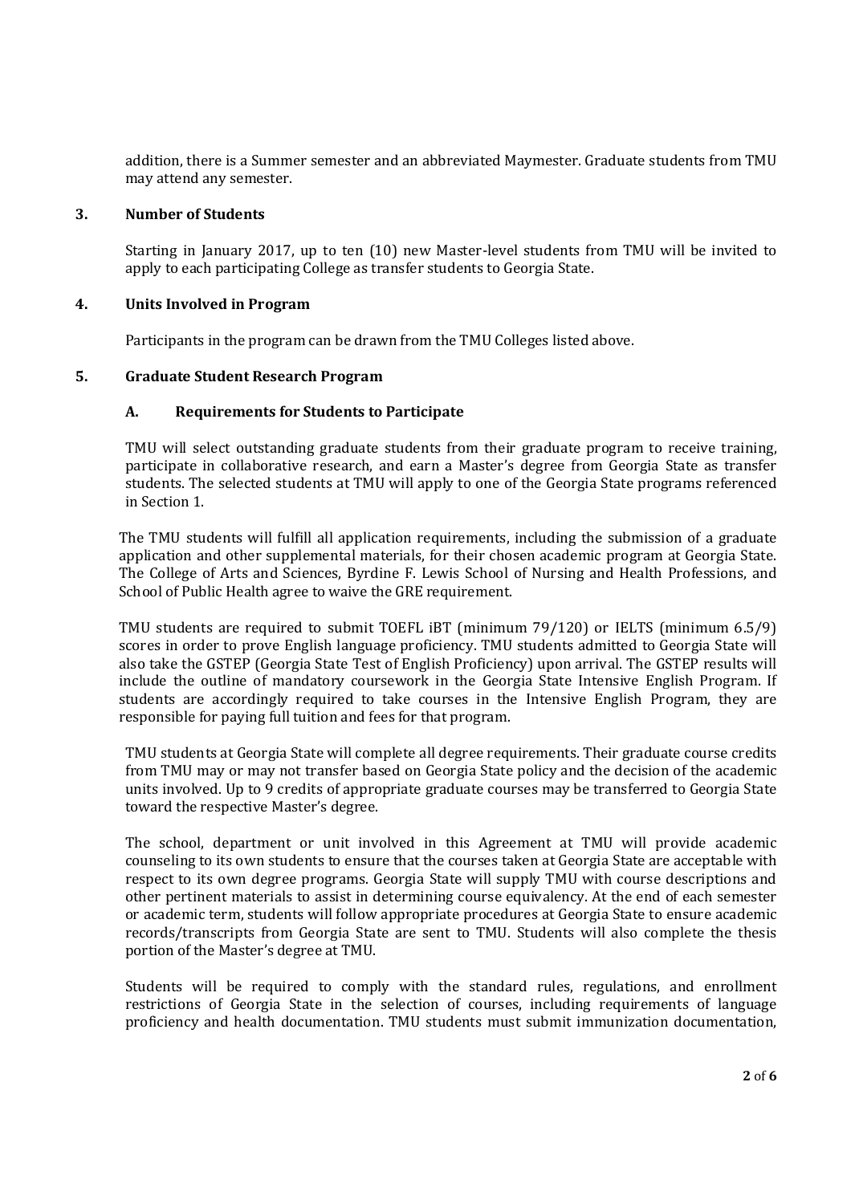addition, there is a Summer semester and an abbreviated Maymester. Graduate students from TMU may attend any semester.

## 3. Number of Students

Starting in January 2017, up to ten (10) new Master-level students from TMU will be invited to apply to each participating College as transfer students to Georgia State.

## 4. Units Involved in Program

Participants in the program can be drawn from the TMU Colleges listed above.

## 5. Graduate Student Research Program

### A. Requirements for Students to Participate

TMU will select outstanding graduate students from their graduate program to receive training, participate in collaborative research, and earn a Master's degree from Georgia State as transfer students. The selected students at TMU will apply to one of the Georgia State programs referenced in Section 1.

The TMU students will fulfill all application requirements, including the submission of a graduate application and other supplemental materials, for their chosen academic program at Georgia State. The College of Arts and Sciences, Byrdine F. Lewis School of Nursing and Health Professions, and School of Public Health agree to waive the GRE requirement.

TMU students are required to submit TOEFL iBT (minimum 79/120) or IELTS (minimum 6.5/9) scores in order to prove English language proficiency. TMU students admitted to Georgia State will also take the GSTEP (Georgia State Test of English Proficiency) upon arrival. The GSTEP results will include the outline of mandatory coursework in the Georgia State Intensive English Program. If students are accordingly required to take courses in the Intensive English Program, they are responsible for paying full tuition and fees for that program.

TMU students at Georgia State will complete all degree requirements. Their graduate course credits from TMU may or may not transfer based on Georgia State policy and the decision of the academic units involved. Up to 9 credits of appropriate graduate courses may be transferred to Georgia State toward the respective Master's degree.

The school, department or unit involved in this Agreement at TMU will provide academic counseling to its own students to ensure that the courses taken at Georgia State are acceptable with respect to its own degree programs. Georgia State will supply TMU with course descriptions and other pertinent materials to assist in determining course equivalency. At the end of each semester or academic term, students will follow appropriate procedures at Georgia State to ensure academic records/transcripts from Georgia State are sent to TMU. Students will also complete the thesis portion of the Master's degree at TMU.

Students will be required to comply with the standard rules, regulations, and enrollment restrictions of Georgia State in the selection of courses, including requirements of language proficiency and health documentation. TMU students must submit immunization documentation,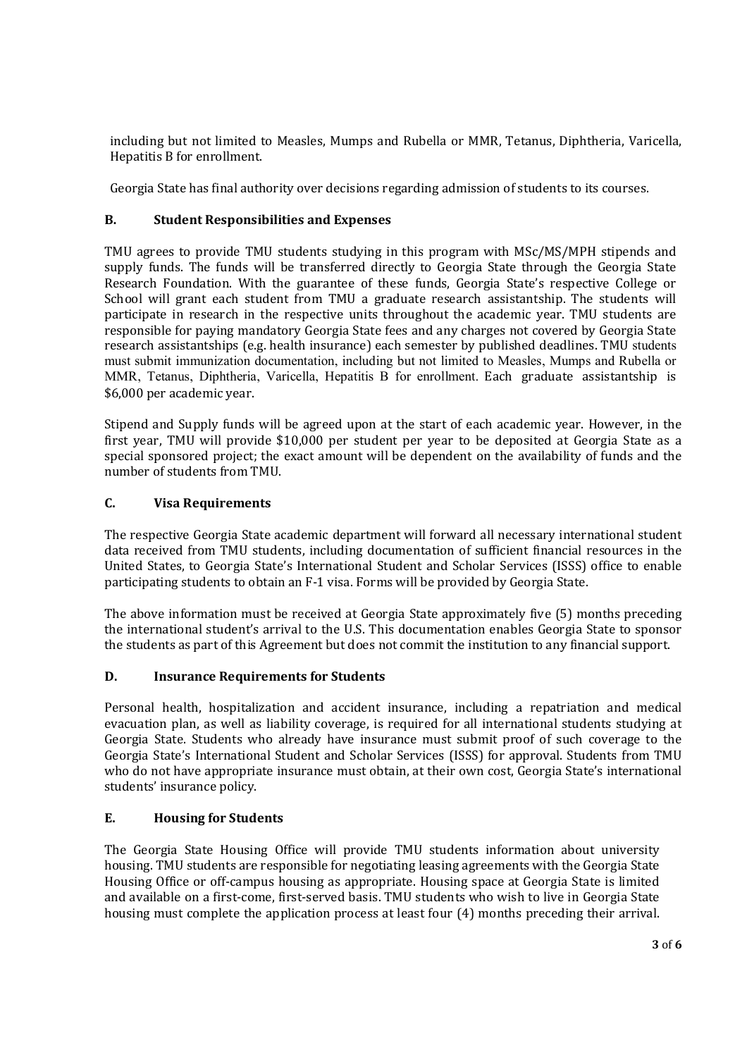including but not limited to Measles, Mumps and Rubella or MMR, Tetanus, Diphtheria, Varicella, Hepatitis B for enrollment.

Georgia State has final authority over decisions regarding admission of students to its courses.

### B. Student Responsibilities and Expenses

TMU agrees to provide TMU students studying in this program with MSc/MS/MPH stipends and supply funds. The funds will be transferred directly to Georgia State through the Georgia State Research Foundation. With the guarantee of these funds, Georgia State's respective College or School will grant each student from TMU a graduate research assistantship. The students will participate in research in the respective units throughout the academic year. TMU students are responsible for paying mandatory Georgia State fees and any charges not covered by Georgia State research assistantships (e.g. health insurance) each semester by published deadlines. TMU students must submit immunization documentation, including but not limited to Measles, Mumps and Rubella or MMR, Tetanus, Diphtheria, Varicella, Hepatitis B for enrollment. Each graduate assistantship is $6,000 per academic year.

Stipend and Supply funds will be agreed upon at the start of each academic year. However, in the first year, TMU will provide $10,000 per student per year to be deposited at Georgia State as a special sponsored project; the exact amount will be dependent on the availability of funds and the number of students from TMU.

### C. Visa Requirements

The respective Georgia State academic department will forward all necessary international student data received from TMU students, including documentation of sufficient financial resources in the United States, to Georgia State's International Student and Scholar Services (ISSS) office to enable participating students to obtain an F-1 visa. Forms will be provided by Georgia State.

The above information must be received at Georgia State approximately five (5) months preceding the international student's arrival to the U.S. This documentation enables Georgia State to sponsor the students as part of this Agreement but does not commit the institution to any financial support.

### D. Insurance Requirements for Students

Personal health, hospitalization and accident insurance, including a repatriation and medical evacuation plan, as well as liability coverage, is required for all international students studying at Georgia State. Students who already have insurance must submit proof of such coverage to the Georgia State's International Student and Scholar Services (ISSS) for approval. Students from TMU who do not have appropriate insurance must obtain, at their own cost, Georgia State's international students' insurance policy.

### E. Housing for Students

The Georgia State Housing Office will provide TMU students information about university housing. TMU students are responsible for negotiating leasing agreements with the Georgia State Housing Office or off-campus housing as appropriate. Housing space at Georgia State is limited and available on a first-come, first-served basis. TMU students who wish to live in Georgia State housing must complete the application process at least four (4) months preceding their arrival.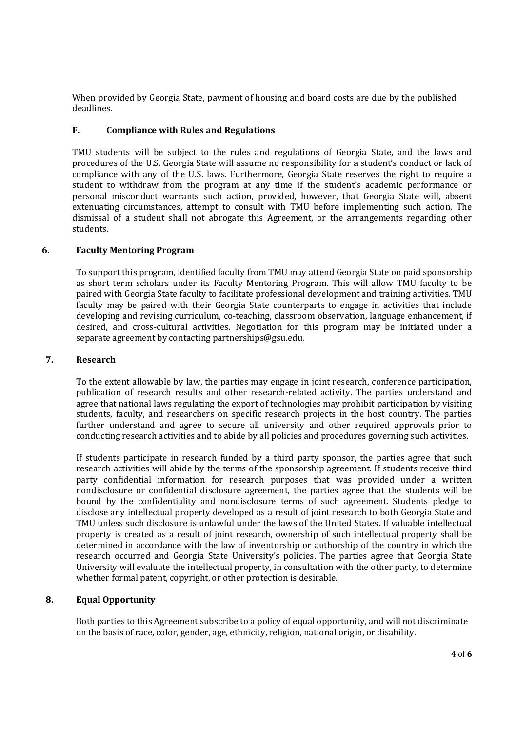When provided by Georgia State, payment of housing and board costs are due by the published deadlines.

### F. Compliance with Rules and Regulations

TMU students will be subject to the rules and regulations of Georgia State, and the laws and procedures of the U.S. Georgia State will assume no responsibility for a student's conduct or lack of compliance with any of the U.S. laws. Furthermore, Georgia State reserves the right to require a student to withdraw from the program at any time if the student's academic performance or personal misconduct warrants such action, provided, however, that Georgia State will, absent extenuating circumstances, attempt to consult with TMU before implementing such action. The dismissal of a student shall not abrogate this Agreement, or the arrangements regarding other students.

## 6. Faculty Mentoring Program

To support this program, identified faculty from TMU may attend Georgia State on paid sponsorship as short term scholars under its Faculty Mentoring Program. This will allow TMU faculty to be paired with Georgia State faculty to facilitate professional development and training activities. TMU faculty may be paired with their Georgia State counterparts to engage in activities that include developing and revising curriculum, co-teaching, classroom observation, language enhancement, if desired, and cross-cultural activities. Negotiation for this program may be initiated under a separate agreement by contacting partnerships@gsu.edu.

## 7. Research

To the extent allowable by law, the parties may engage in joint research, conference participation, publication of research results and other research-related activity. The parties understand and agree that national laws regulating the export of technologies may prohibit participation by visiting students, faculty, and researchers on specific research projects in the host country. The parties further understand and agree to secure all university and other required approvals prior to conducting research activities and to abide by all policies and procedures governing such activities.

If students participate in research funded by a third party sponsor, the parties agree that such research activities will abide by the terms of the sponsorship agreement. If students receive third party confidential information for research purposes that was provided under a written nondisclosure or confidential disclosure agreement, the parties agree that the students will be bound by the confidentiality and nondisclosure terms of such agreement. Students pledge to disclose any intellectual property developed as a result of joint research to both Georgia State and TMU unless such disclosure is unlawful under the laws of the United States. If valuable intellectual property is created as a result of joint research, ownership of such intellectual property shall be determined in accordance with the law of inventorship or authorship of the country in which the research occurred and Georgia State University's policies. The parties agree that Georgia State University will evaluate the intellectual property, in consultation with the other party, to determine whether formal patent, copyright, or other protection is desirable.

## 8. Equal Opportunity

Both parties to this Agreement subscribe to a policy of equal opportunity, and will not discriminate on the basis of race, color, gender, age, ethnicity, religion, national origin, or disability.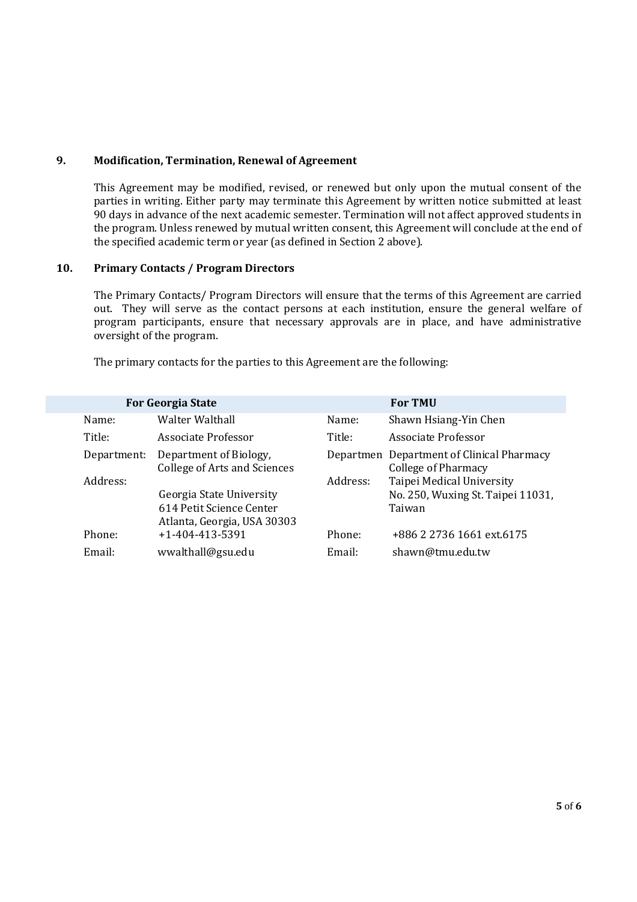## 9. Modification, Termination, Renewal of Agreement

This Agreement may be modified, revised, or renewed but only upon the mutual consent of the parties in writing. Either party may terminate this Agreement by written notice submitted at least 90 days in advance of the next academic semester. Termination will not affect approved students in the program. Unless renewed by mutual written consent, this Agreement will conclude at the end of the specified academic term or year (as defined in Section 2 above).

## 10. Primary Contacts / Program Directors

The Primary Contacts/ Program Directors will ensure that the terms of this Agreement are carried out. They will serve as the contact persons at each institution, ensure the general welfare of program participants, ensure that necessary approvals are in place, and have administrative oversight of the program.

The primary contacts for the parties to this Agreement are the following:

| For Georgia State | | For TMU | |
|---|---|---|---|
| Name: | Walter Walthall | Name: | Shawn Hsiang-Yin Chen |
| Title: | Associate Professor | Title: | Associate Professor |
| Department: | Department of Biology, College of Arts and Sciences | Departmen | Department of Clinical Pharmacy College of Pharmacy |
| Address: | Georgia State University 614 Petit Science Center Atlanta, Georgia, USA 30303 | Address: | Taipei Medical University No. 250, Wuxing St. Taipei 11031, Taiwan |
| Phone: | +1-404-413-5391 | Phone: | +886 2 2736 1661 ext.6175 |
| Email: | wwalthall@gsu.edu | Email: | shawn@tmu.edu.tw |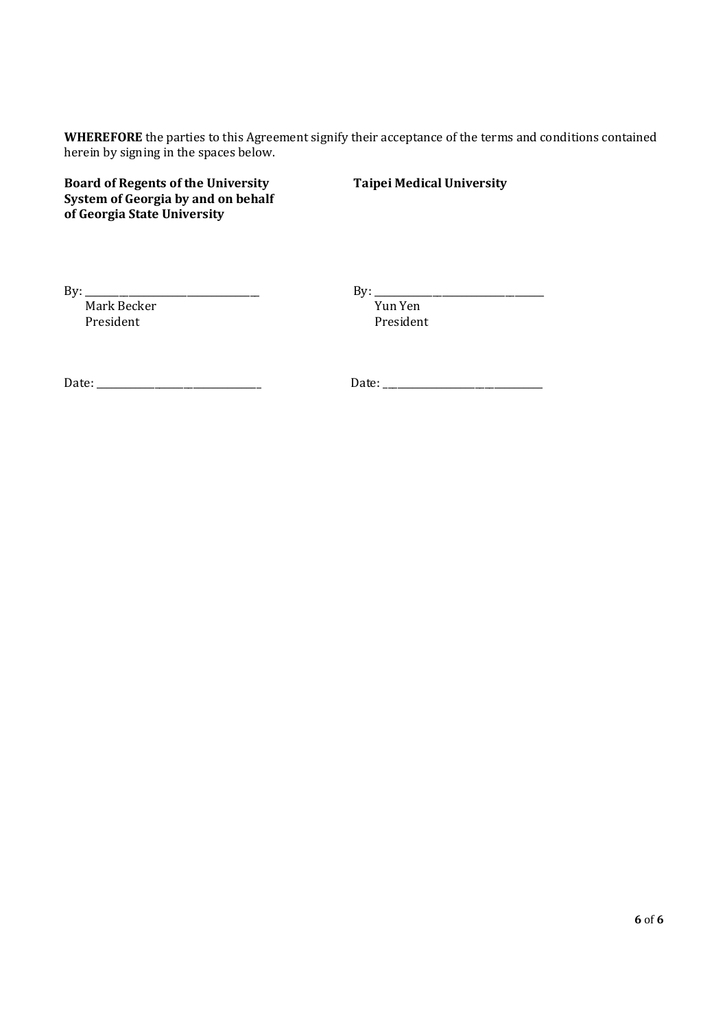**WHEREFORE** the parties to this Agreement signify their acceptance of the terms and conditions contained herein by signing in the spaces below.

**Board of Regents of the University System of Georgia by and on behalf of Georgia State University**

By: ___________________________________
Mark Becker
President

Date: _________________________________

**Taipei Medical University**

By: ___________________________________
Yun Yen
President

Date: _________________________________